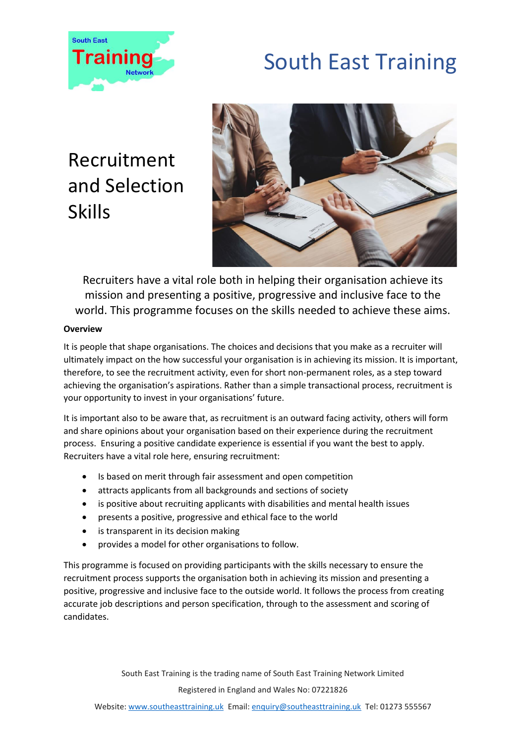# South East Training

## Recruitment and Selection Skills

Recruiters have a vital role both in helping their organisation achieve its mission and presenting a positive, progressive and inclusive face to the world. This programme focuses on the skills needed to achieve these aims.

**Overview**

It is people that shape organisations. The choices and decisions that you make as a recruiter will ultimately impact on the how successful your organisation is in achieving its mission. It is important, therefore, to see the recruitment activity, even for short non-permanent roles, as a step toward achieving the organisation's aspirations. Rather than a simple transactional process, recruitment is your opportunity to invest in your organisations' future.

It is important also to be aware that, as recruitment is an outward facing activity, others will form and share opinions about your organisation based on their experience during the recruitment process. Ensuring a positive candidate experience is essential if you want the best to apply. Recruiters have a vital role here, ensuring recruitment:

- Is based on merit through fair assessment and open competition
- attracts applicants from all backgrounds and sections of society
- is positive about recruiting applicants with disabilities and mental health issues
- presents a positive, progressive and ethical face to the world
- is transparent in its decision making
- provides a model for other organisations to follow.

This programme is focused on providing participants with the skills necessary to ensure the recruitment process supports the organisation both in achieving its mission and presenting a positive, progressive and inclusive face to the outside world. It follows the process from creating accurate job descriptions and person specification, through to the assessment and scoring of candidates.

South East Training is the trading name of South East Training Network Limited

Registered in England and Wales No: 07221826

Website: www.southeasttraining.uk Email: enquiry@southeasttraining.uk Tel: 01273 555567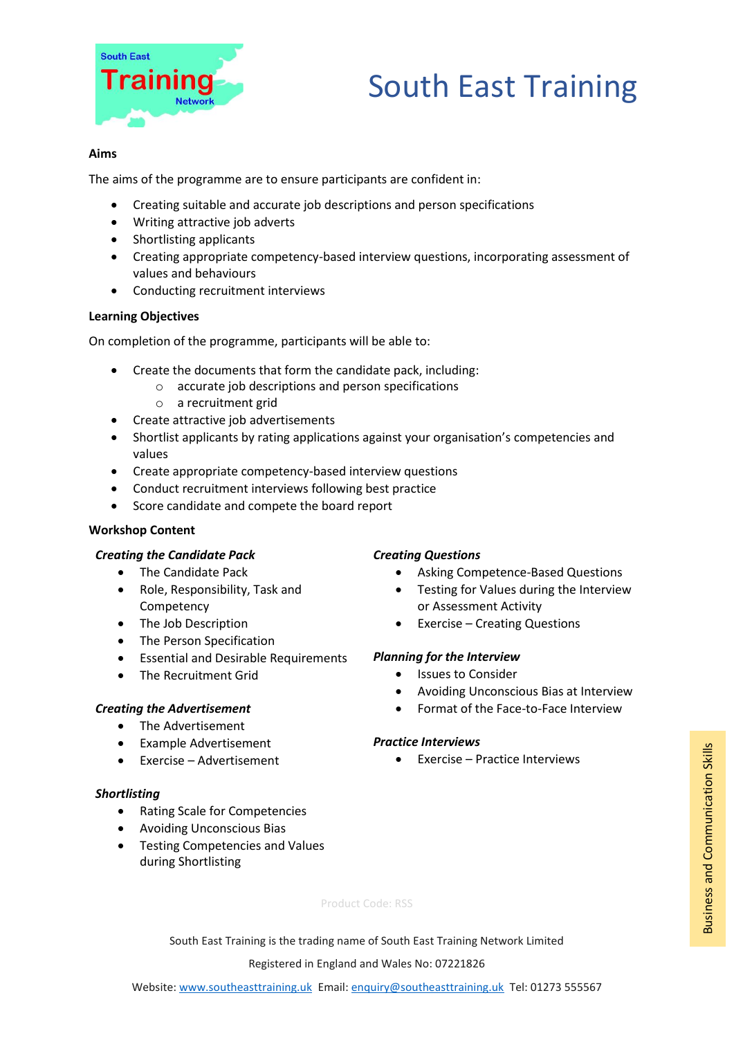# South East Training

**Aims**

The aims of the programme are to ensure participants are confident in:

- Creating suitable and accurate job descriptions and person specifications
- Writing attractive job adverts
- Shortlisting applicants
- Creating appropriate competency-based interview questions, incorporating assessment of values and behaviours
- Conducting recruitment interviews

**Learning Objectives**

On completion of the programme, participants will be able to:

- Create the documents that form the candidate pack, including:
  - accurate job descriptions and person specifications
  - a recruitment grid
- Create attractive job advertisements
- Shortlist applicants by rating applications against your organisation's competencies and values
- Create appropriate competency-based interview questions
- Conduct recruitment interviews following best practice
- Score candidate and compete the board report

**Workshop Content**

***Creating the Candidate Pack***

- The Candidate Pack
- Role, Responsibility, Task and Competency
- The Job Description
- The Person Specification
- Essential and Desirable Requirements
- The Recruitment Grid

***Creating the Advertisement***

- The Advertisement
- Example Advertisement
- Exercise – Advertisement

***Shortlisting***

- Rating Scale for Competencies
- Avoiding Unconscious Bias
- Testing Competencies and Values during Shortlisting

***Creating Questions***

- Asking Competence-Based Questions
- Testing for Values during the Interview or Assessment Activity
- Exercise – Creating Questions

***Planning for the Interview***

- Issues to Consider
- Avoiding Unconscious Bias at Interview
- Format of the Face-to-Face Interview

***Practice Interviews***

- Exercise – Practice Interviews

Business and Communication Skills

Product Code: RSS

South East Training is the trading name of South East Training Network Limited

Registered in England and Wales No: 07221826

Website: www.southeasttraining.uk Email: enquiry@southeasttraining.uk Tel: 01273 555567